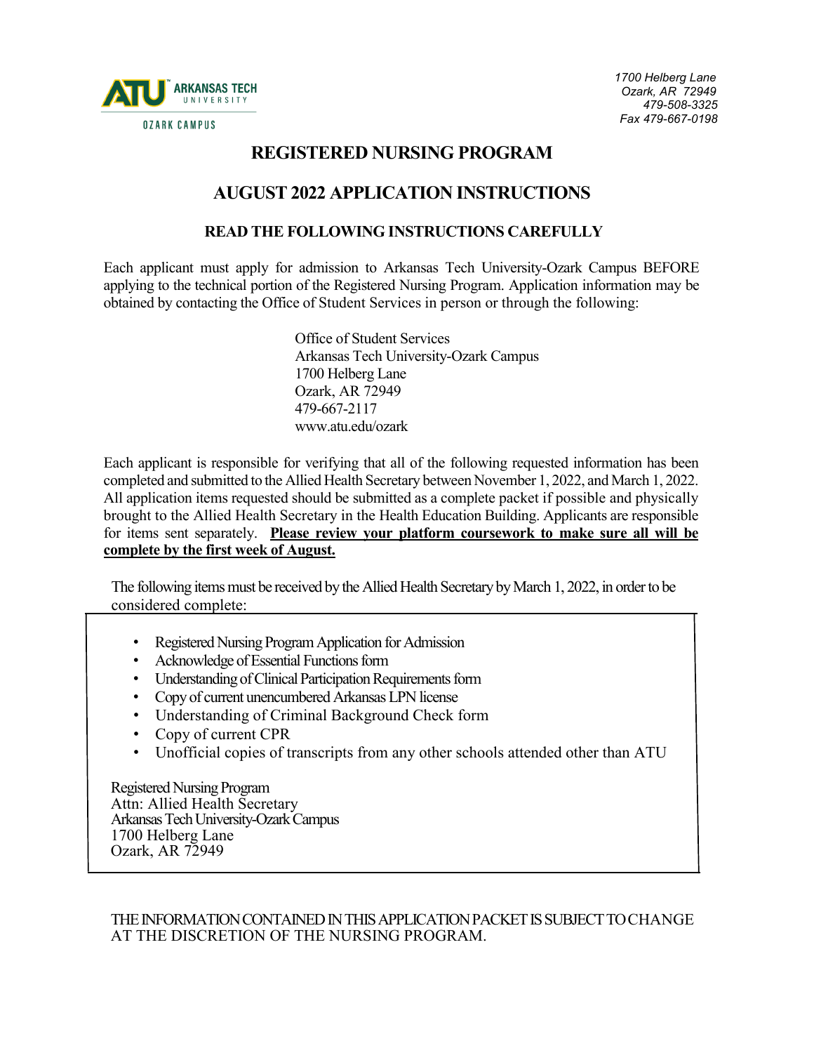ATU ARKANSAS TECH UNIVERSITY
OZARK CAMPUS

1700 Helberg Lane
Ozark, AR 72949
479-508-3325
Fax 479-667-0198

# REGISTERED NURSING PROGRAM

## AUGUST 2022 APPLICATION INSTRUCTIONS

### READ THE FOLLOWING INSTRUCTIONS CAREFULLY

Each applicant must apply for admission to Arkansas Tech University-Ozark Campus BEFORE applying to the technical portion of the Registered Nursing Program. Application information may be obtained by contacting the Office of Student Services in person or through the following:

Office of Student Services
Arkansas Tech University-Ozark Campus
1700 Helberg Lane
Ozark, AR 72949
479-667-2117
www.atu.edu/ozark

Each applicant is responsible for verifying that all of the following requested information has been completed and submitted to the Allied Health Secretary between November 1, 2022, and March 1, 2022. All application items requested should be submitted as a complete packet if possible and physically brought to the Allied Health Secretary in the Health Education Building. Applicants are responsible for items sent separately. **Please review your platform coursework to make sure all will be complete by the first week of August.**

The following items must be received by the Allied Health Secretary by March 1, 2022, in order to be considered complete:

- Registered Nursing Program Application for Admission
- Acknowledge of Essential Functions form
- Understanding of Clinical Participation Requirements form
- Copy of current unencumbered Arkansas LPN license
- Understanding of Criminal Background Check form
- Copy of current CPR
- Unofficial copies of transcripts from any other schools attended other than ATU

Registered Nursing Program
Attn: Allied Health Secretary
Arkansas Tech University-Ozark Campus
1700 Helberg Lane
Ozark, AR 72949

THE INFORMATION CONTAINED IN THIS APPLICATION PACKET IS SUBJECT TO CHANGE AT THE DISCRETION OF THE NURSING PROGRAM.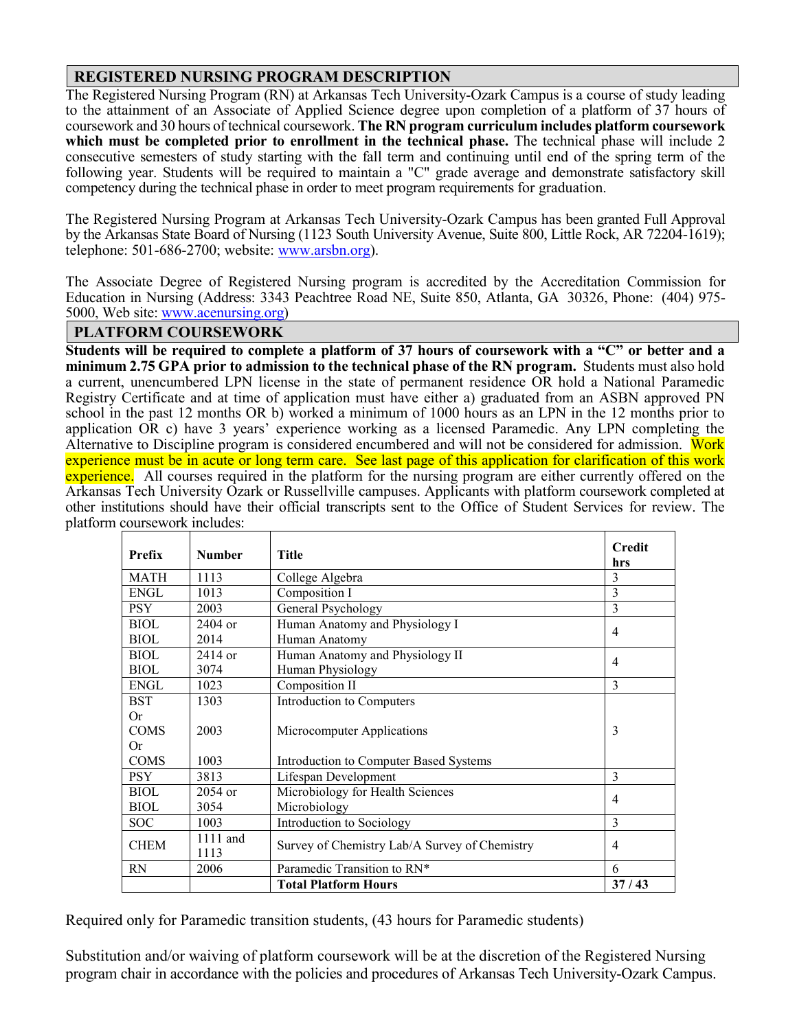## REGISTERED NURSING PROGRAM DESCRIPTION

The Registered Nursing Program (RN) at Arkansas Tech University-Ozark Campus is a course of study leading to the attainment of an Associate of Applied Science degree upon completion of a platform of 37 hours of coursework and 30 hours of technical coursework. **The RN program curriculum includes platform coursework which must be completed prior to enrollment in the technical phase.** The technical phase will include 2 consecutive semesters of study starting with the fall term and continuing until end of the spring term of the following year. Students will be required to maintain a "C" grade average and demonstrate satisfactory skill competency during the technical phase in order to meet program requirements for graduation.

The Registered Nursing Program at Arkansas Tech University-Ozark Campus has been granted Full Approval by the Arkansas State Board of Nursing (1123 South University Avenue, Suite 800, Little Rock, AR 72204-1619); telephone: 501-686-2700; website: www.arsbn.org).

The Associate Degree of Registered Nursing program is accredited by the Accreditation Commission for Education in Nursing (Address: 3343 Peachtree Road NE, Suite 850, Atlanta, GA 30326, Phone: (404) 975-5000, Web site: www.acenursing.org)

## PLATFORM COURSEWORK

**Students will be required to complete a platform of 37 hours of coursework with a "C" or better and a minimum 2.75 GPA prior to admission to the technical phase of the RN program.** Students must also hold a current, unencumbered LPN license in the state of permanent residence OR hold a National Paramedic Registry Certificate and at time of application must have either a) graduated from an ASBN approved PN school in the past 12 months OR b) worked a minimum of 1000 hours as an LPN in the 12 months prior to application OR c) have 3 years' experience working as a licensed Paramedic. Any LPN completing the Alternative to Discipline program is considered encumbered and will not be considered for admission. Work experience must be in acute or long term care. See last page of this application for clarification of this work experience. All courses required in the platform for the nursing program are either currently offered on the Arkansas Tech University Ozark or Russellville campuses. Applicants with platform coursework completed at other institutions should have their official transcripts sent to the Office of Student Services for review. The platform coursework includes:

| Prefix | Number | Title | Credit hrs |
|---|---|---|---|
| MATH | 1113 | College Algebra | 3 |
| ENGL | 1013 | Composition I | 3 |
| PSY | 2003 | General Psychology | 3 |
| BIOL<br>BIOL | 2404 or<br>2014 | Human Anatomy and Physiology I<br>Human Anatomy | 4 |
| BIOL<br>BIOL | 2414 or<br>3074 | Human Anatomy and Physiology II<br>Human Physiology | 4 |
| ENGL | 1023 | Composition II | 3 |
| BST<br>Or<br>COMS<br>Or<br>COMS | 1303<br><br>2003<br><br>1003 | Introduction to Computers<br><br>Microcomputer Applications<br><br>Introduction to Computer Based Systems | 3 |
| PSY | 3813 | Lifespan Development | 3 |
| BIOL<br>BIOL | 2054 or<br>3054 | Microbiology for Health Sciences<br>Microbiology | 4 |
| SOC | 1003 | Introduction to Sociology | 3 |
| CHEM | 1111 and<br>1113 | Survey of Chemistry Lab/A Survey of Chemistry | 4 |
| RN | 2006 | Paramedic Transition to RN* | 6 |
| | | **Total Platform Hours** | **37 / 43** |

Required only for Paramedic transition students, (43 hours for Paramedic students)

Substitution and/or waiving of platform coursework will be at the discretion of the Registered Nursing program chair in accordance with the policies and procedures of Arkansas Tech University-Ozark Campus.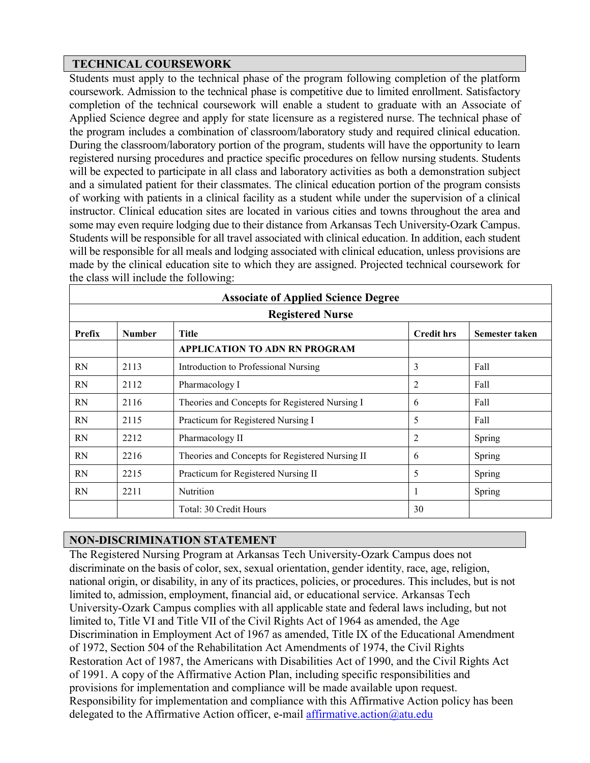## TECHNICAL COURSEWORK

Students must apply to the technical phase of the program following completion of the platform coursework. Admission to the technical phase is competitive due to limited enrollment. Satisfactory completion of the technical coursework will enable a student to graduate with an Associate of Applied Science degree and apply for state licensure as a registered nurse. The technical phase of the program includes a combination of classroom/laboratory study and required clinical education. During the classroom/laboratory portion of the program, students will have the opportunity to learn registered nursing procedures and practice specific procedures on fellow nursing students. Students will be expected to participate in all class and laboratory activities as both a demonstration subject and a simulated patient for their classmates. The clinical education portion of the program consists of working with patients in a clinical facility as a student while under the supervision of a clinical instructor. Clinical education sites are located in various cities and towns throughout the area and some may even require lodging due to their distance from Arkansas Tech University-Ozark Campus. Students will be responsible for all travel associated with clinical education. In addition, each student will be responsible for all meals and lodging associated with clinical education, unless provisions are made by the clinical education site to which they are assigned. Projected technical coursework for the class will include the following:

| Associate of Applied Science Degree | | | | |
|---|---|---|---|---|
| **Registered Nurse** | | | | |
| **Prefix** | **Number** | **Title** | **Credit hrs** | **Semester taken** |
| | | **APPLICATION TO ADN RN PROGRAM** | | |
| RN | 2113 | Introduction to Professional Nursing | 3 | Fall |
| RN | 2112 | Pharmacology I | 2 | Fall |
| RN | 2116 | Theories and Concepts for Registered Nursing I | 6 | Fall |
| RN | 2115 | Practicum for Registered Nursing I | 5 | Fall |
| RN | 2212 | Pharmacology II | 2 | Spring |
| RN | 2216 | Theories and Concepts for Registered Nursing II | 6 | Spring |
| RN | 2215 | Practicum for Registered Nursing II | 5 | Spring |
| RN | 2211 | Nutrition | 1 | Spring |
| | | Total: 30 Credit Hours | 30 | |

## NON-DISCRIMINATION STATEMENT

The Registered Nursing Program at Arkansas Tech University-Ozark Campus does not discriminate on the basis of color, sex, sexual orientation, gender identity, race, age, religion, national origin, or disability, in any of its practices, policies, or procedures. This includes, but is not limited to, admission, employment, financial aid, or educational service. Arkansas Tech University-Ozark Campus complies with all applicable state and federal laws including, but not limited to, Title VI and Title VII of the Civil Rights Act of 1964 as amended, the Age Discrimination in Employment Act of 1967 as amended, Title IX of the Educational Amendment of 1972, Section 504 of the Rehabilitation Act Amendments of 1974, the Civil Rights Restoration Act of 1987, the Americans with Disabilities Act of 1990, and the Civil Rights Act of 1991. A copy of the Affirmative Action Plan, including specific responsibilities and provisions for implementation and compliance will be made available upon request. Responsibility for implementation and compliance with this Affirmative Action policy has been delegated to the Affirmative Action officer, e-mail affirmative.action@atu.edu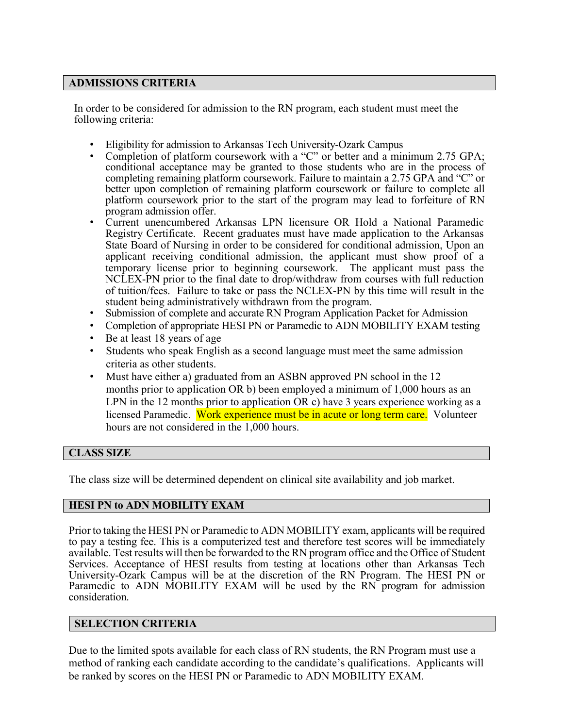## ADMISSIONS CRITERIA

In order to be considered for admission to the RN program, each student must meet the following criteria:

- Eligibility for admission to Arkansas Tech University-Ozark Campus
- Completion of platform coursework with a "C" or better and a minimum 2.75 GPA; conditional acceptance may be granted to those students who are in the process of completing remaining platform coursework. Failure to maintain a 2.75 GPA and "C" or better upon completion of remaining platform coursework or failure to complete all platform coursework prior to the start of the program may lead to forfeiture of RN program admission offer.
- Current unencumbered Arkansas LPN licensure OR Hold a National Paramedic Registry Certificate. Recent graduates must have made application to the Arkansas State Board of Nursing in order to be considered for conditional admission, Upon an applicant receiving conditional admission, the applicant must show proof of a temporary license prior to beginning coursework. The applicant must pass the NCLEX-PN prior to the final date to drop/withdraw from courses with full reduction of tuition/fees. Failure to take or pass the NCLEX-PN by this time will result in the student being administratively withdrawn from the program.
- Submission of complete and accurate RN Program Application Packet for Admission
- Completion of appropriate HESI PN or Paramedic to ADN MOBILITY EXAM testing
- Be at least 18 years of age
- Students who speak English as a second language must meet the same admission criteria as other students.
- Must have either a) graduated from an ASBN approved PN school in the 12 months prior to application OR b) been employed a minimum of 1,000 hours as an LPN in the 12 months prior to application OR c) have 3 years experience working as a licensed Paramedic. Work experience must be in acute or long term care. Volunteer hours are not considered in the 1,000 hours.

## CLASS SIZE

The class size will be determined dependent on clinical site availability and job market.

## HESI PN to ADN MOBILITY EXAM

Prior to taking the HESI PN or Paramedic to ADN MOBILITY exam, applicants will be required to pay a testing fee. This is a computerized test and therefore test scores will be immediately available. Test results will then be forwarded to the RN program office and the Office of Student Services. Acceptance of HESI results from testing at locations other than Arkansas Tech University-Ozark Campus will be at the discretion of the RN Program. The HESI PN or Paramedic to ADN MOBILITY EXAM will be used by the RN program for admission consideration.

## SELECTION CRITERIA

Due to the limited spots available for each class of RN students, the RN Program must use a method of ranking each candidate according to the candidate's qualifications. Applicants will be ranked by scores on the HESI PN or Paramedic to ADN MOBILITY EXAM.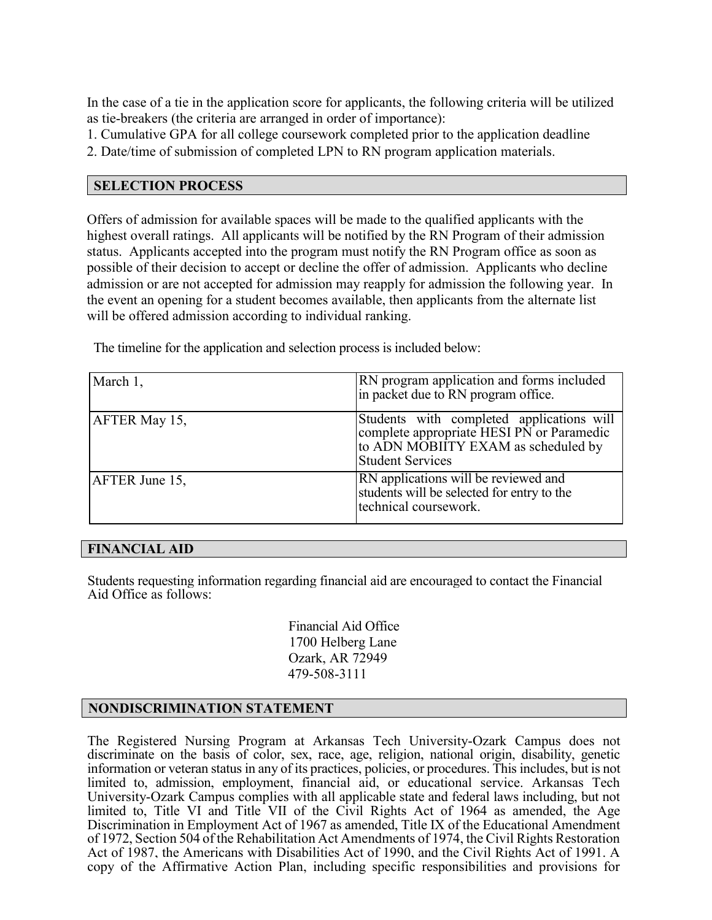In the case of a tie in the application score for applicants, the following criteria will be utilized as tie-breakers (the criteria are arranged in order of importance):

1. Cumulative GPA for all college coursework completed prior to the application deadline
2. Date/time of submission of completed LPN to RN program application materials.

## SELECTION PROCESS

Offers of admission for available spaces will be made to the qualified applicants with the highest overall ratings. All applicants will be notified by the RN Program of their admission status. Applicants accepted into the program must notify the RN Program office as soon as possible of their decision to accept or decline the offer of admission. Applicants who decline admission or are not accepted for admission may reapply for admission the following year. In the event an opening for a student becomes available, then applicants from the alternate list will be offered admission according to individual ranking.

The timeline for the application and selection process is included below:

| | |
|---|---|
| March 1, | RN program application and forms included in packet due to RN program office. |
| AFTER May 15, | Students with completed applications will complete appropriate HESI PN or Paramedic to ADN MOBIITY EXAM as scheduled by Student Services |
| AFTER June 15, | RN applications will be reviewed and students will be selected for entry to the technical coursework. |

## FINANCIAL AID

Students requesting information regarding financial aid are encouraged to contact the Financial Aid Office as follows:

Financial Aid Office
1700 Helberg Lane
Ozark, AR 72949
479-508-3111

## NONDISCRIMINATION STATEMENT

The Registered Nursing Program at Arkansas Tech University-Ozark Campus does not discriminate on the basis of color, sex, race, age, religion, national origin, disability, genetic information or veteran status in any of its practices, policies, or procedures. This includes, but is not limited to, admission, employment, financial aid, or educational service. Arkansas Tech University-Ozark Campus complies with all applicable state and federal laws including, but not limited to, Title VI and Title VII of the Civil Rights Act of 1964 as amended, the Age Discrimination in Employment Act of 1967 as amended, Title IX of the Educational Amendment of 1972, Section 504 of the Rehabilitation Act Amendments of 1974, the Civil Rights Restoration Act of 1987, the Americans with Disabilities Act of 1990, and the Civil Rights Act of 1991. A copy of the Affirmative Action Plan, including specific responsibilities and provisions for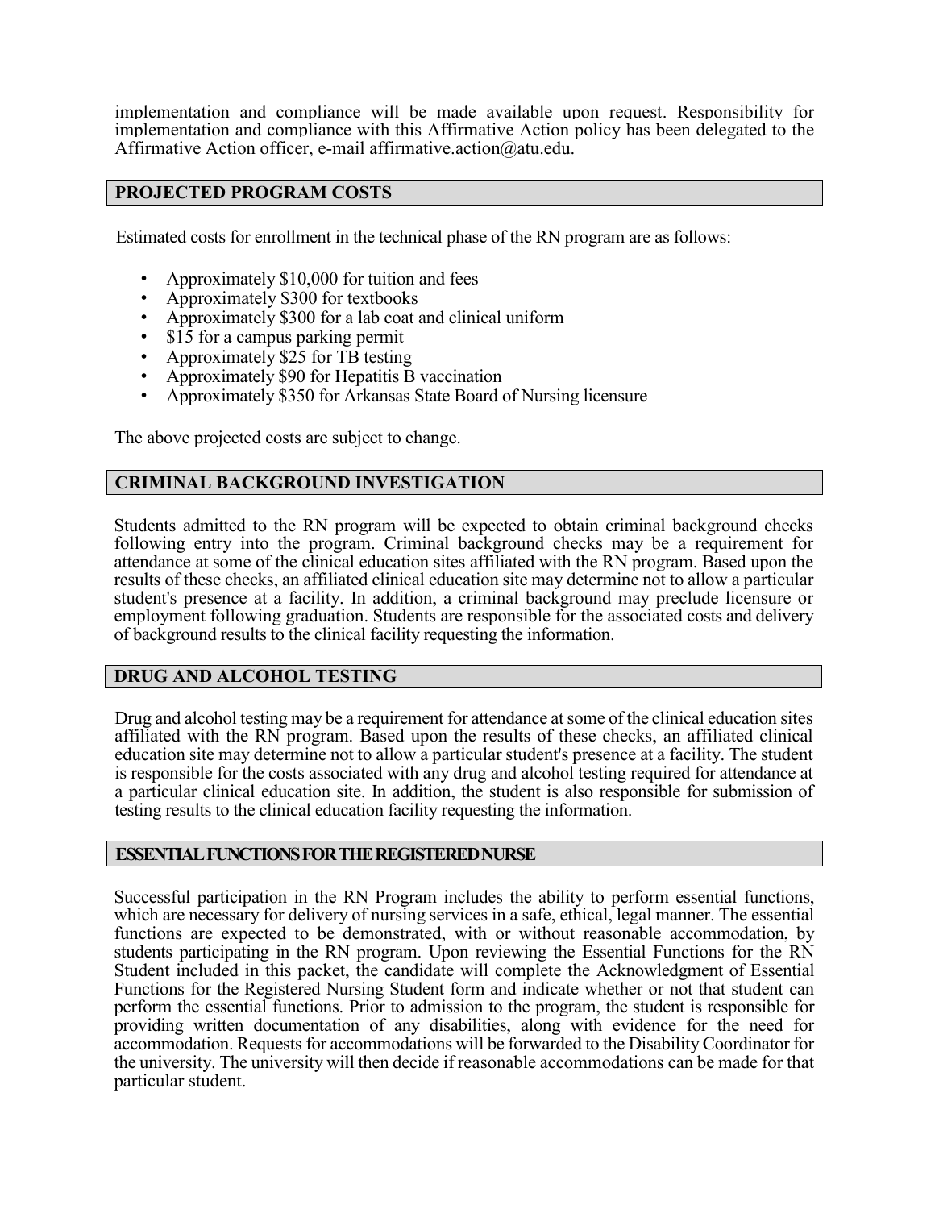implementation and compliance will be made available upon request. Responsibility for implementation and compliance with this Affirmative Action policy has been delegated to the Affirmative Action officer, e-mail affirmative.action@atu.edu.

## PROJECTED PROGRAM COSTS

Estimated costs for enrollment in the technical phase of the RN program are as follows:

- Approximately $10,000 for tuition and fees
- Approximately $300 for textbooks
- Approximately $300 for a lab coat and clinical uniform
- $15 for a campus parking permit
- Approximately $25 for TB testing
- Approximately $90 for Hepatitis B vaccination
- Approximately $350 for Arkansas State Board of Nursing licensure

The above projected costs are subject to change.

## CRIMINAL BACKGROUND INVESTIGATION

Students admitted to the RN program will be expected to obtain criminal background checks following entry into the program. Criminal background checks may be a requirement for attendance at some of the clinical education sites affiliated with the RN program. Based upon the results of these checks, an affiliated clinical education site may determine not to allow a particular student's presence at a facility. In addition, a criminal background may preclude licensure or employment following graduation. Students are responsible for the associated costs and delivery of background results to the clinical facility requesting the information.

## DRUG AND ALCOHOL TESTING

Drug and alcohol testing may be a requirement for attendance at some of the clinical education sites affiliated with the RN program. Based upon the results of these checks, an affiliated clinical education site may determine not to allow a particular student's presence at a facility. The student is responsible for the costs associated with any drug and alcohol testing required for attendance at a particular clinical education site. In addition, the student is also responsible for submission of testing results to the clinical education facility requesting the information.

## ESSENTIAL FUNCTIONS FOR THE REGISTERED NURSE

Successful participation in the RN Program includes the ability to perform essential functions, which are necessary for delivery of nursing services in a safe, ethical, legal manner. The essential functions are expected to be demonstrated, with or without reasonable accommodation, by students participating in the RN program. Upon reviewing the Essential Functions for the RN Student included in this packet, the candidate will complete the Acknowledgment of Essential Functions for the Registered Nursing Student form and indicate whether or not that student can perform the essential functions. Prior to admission to the program, the student is responsible for providing written documentation of any disabilities, along with evidence for the need for accommodation. Requests for accommodations will be forwarded to the Disability Coordinator for the university. The university will then decide if reasonable accommodations can be made for that particular student.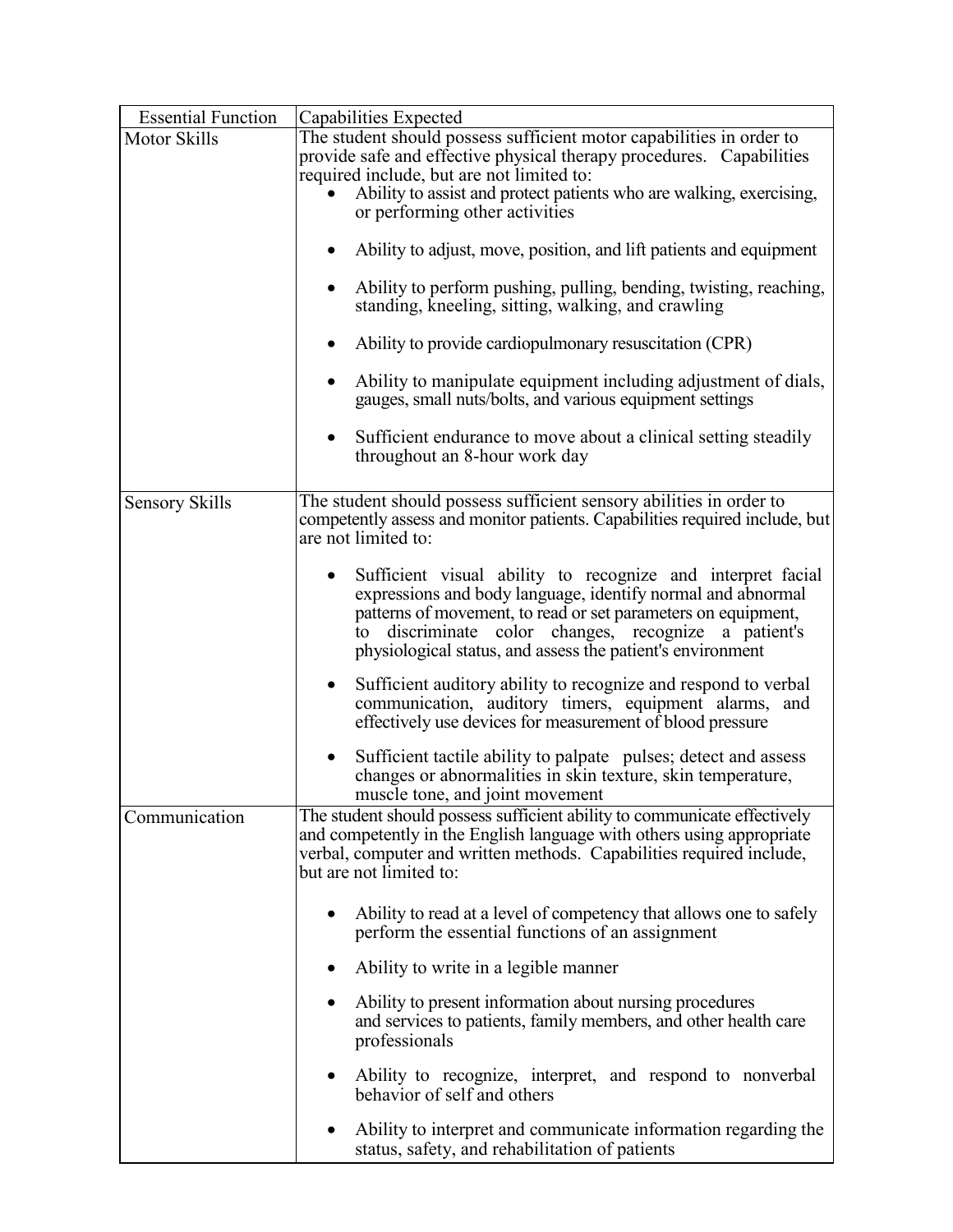| Essential Function | Capabilities Expected |
| --- | --- |
| Motor Skills | The student should possess sufficient motor capabilities in order to provide safe and effective physical therapy procedures. Capabilities required include, but are not limited to:<br>• Ability to assist and protect patients who are walking, exercising, or performing other activities<br>• Ability to adjust, move, position, and lift patients and equipment<br>• Ability to perform pushing, pulling, bending, twisting, reaching, standing, kneeling, sitting, walking, and crawling<br>• Ability to provide cardiopulmonary resuscitation (CPR)<br>• Ability to manipulate equipment including adjustment of dials, gauges, small nuts/bolts, and various equipment settings<br>• Sufficient endurance to move about a clinical setting steadily throughout an 8-hour work day |
| Sensory Skills | The student should possess sufficient sensory abilities in order to competently assess and monitor patients. Capabilities required include, but are not limited to:<br>• Sufficient visual ability to recognize and interpret facial expressions and body language, identify normal and abnormal patterns of movement, to read or set parameters on equipment, to discriminate color changes, recognize a patient's physiological status, and assess the patient's environment<br>• Sufficient auditory ability to recognize and respond to verbal communication, auditory timers, equipment alarms, and effectively use devices for measurement of blood pressure<br>• Sufficient tactile ability to palpate pulses; detect and assess changes or abnormalities in skin texture, skin temperature, muscle tone, and joint movement |
| Communication | The student should possess sufficient ability to communicate effectively and competently in the English language with others using appropriate verbal, computer and written methods. Capabilities required include, but are not limited to:<br>• Ability to read at a level of competency that allows one to safely perform the essential functions of an assignment<br>• Ability to write in a legible manner<br>• Ability to present information about nursing procedures and services to patients, family members, and other health care professionals<br>• Ability to recognize, interpret, and respond to nonverbal behavior of self and others<br>• Ability to interpret and communicate information regarding the status, safety, and rehabilitation of patients |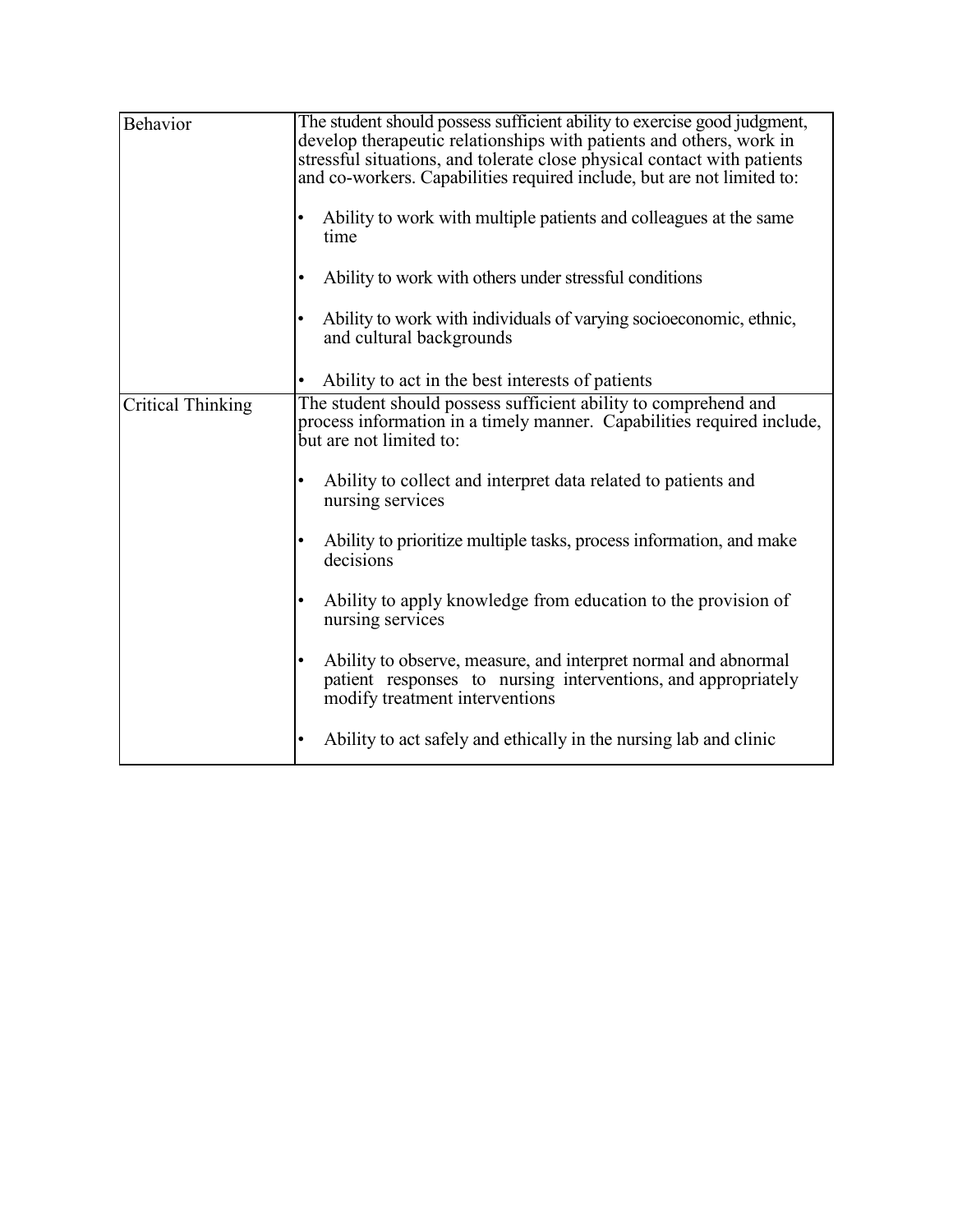| | |
|---|---|
| Behavior | The student should possess sufficient ability to exercise good judgment, develop therapeutic relationships with patients and others, work in stressful situations, and tolerate close physical contact with patients and co-workers. Capabilities required include, but are not limited to:<br><br>• Ability to work with multiple patients and colleagues at the same time<br><br>• Ability to work with others under stressful conditions<br><br>• Ability to work with individuals of varying socioeconomic, ethnic, and cultural backgrounds<br><br>• Ability to act in the best interests of patients |
| Critical Thinking | The student should possess sufficient ability to comprehend and process information in a timely manner. Capabilities required include, but are not limited to:<br><br>• Ability to collect and interpret data related to patients and nursing services<br><br>• Ability to prioritize multiple tasks, process information, and make decisions<br><br>• Ability to apply knowledge from education to the provision of nursing services<br><br>• Ability to observe, measure, and interpret normal and abnormal patient responses to nursing interventions, and appropriately modify treatment interventions<br><br>• Ability to act safely and ethically in the nursing lab and clinic |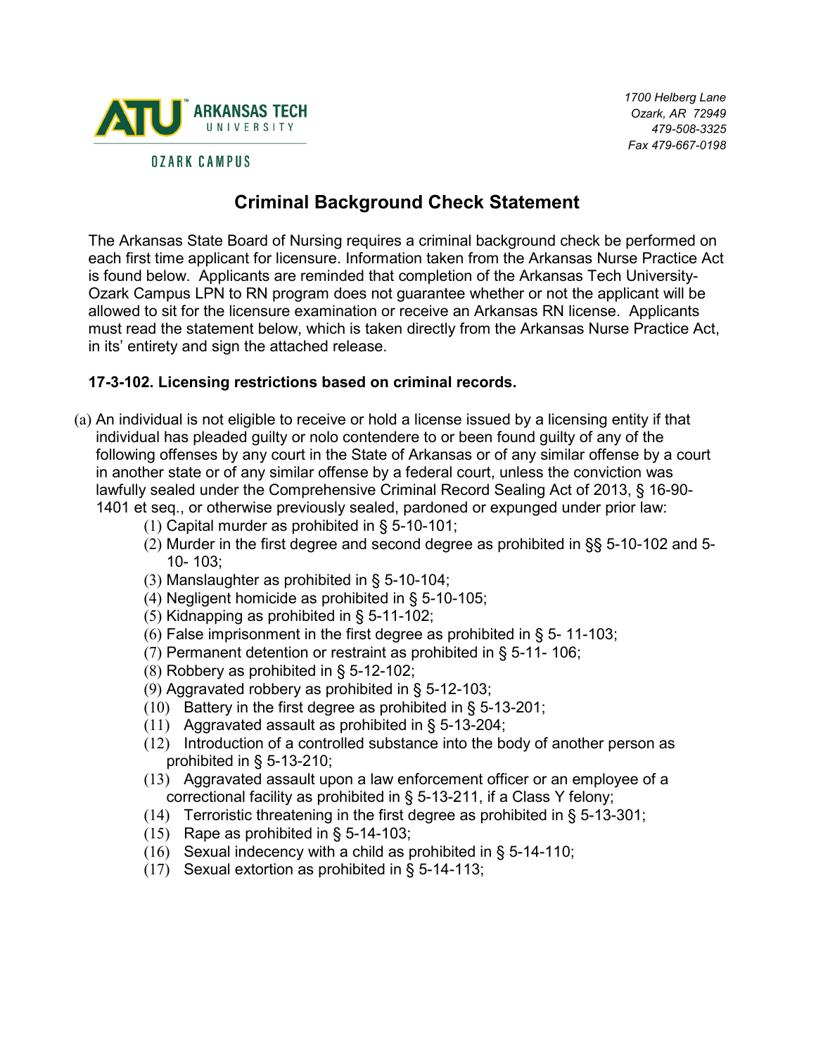ARKANSAS TECH UNIVERSITY

OZARK CAMPUS

*1700 Helberg Lane*
*Ozark, AR 72949*
*479-508-3325*
*Fax 479-667-0198*

# Criminal Background Check Statement

The Arkansas State Board of Nursing requires a criminal background check be performed on each first time applicant for licensure. Information taken from the Arkansas Nurse Practice Act is found below. Applicants are reminded that completion of the Arkansas Tech University-Ozark Campus LPN to RN program does not guarantee whether or not the applicant will be allowed to sit for the licensure examination or receive an Arkansas RN license. Applicants must read the statement below, which is taken directly from the Arkansas Nurse Practice Act, in its' entirety and sign the attached release.

**17-3-102. Licensing restrictions based on criminal records.**

(a) An individual is not eligible to receive or hold a license issued by a licensing entity if that individual has pleaded guilty or nolo contendere to or been found guilty of any of the following offenses by any court in the State of Arkansas or of any similar offense by a court in another state or of any similar offense by a federal court, unless the conviction was lawfully sealed under the Comprehensive Criminal Record Sealing Act of 2013, § 16-90-1401 et seq., or otherwise previously sealed, pardoned or expunged under prior law:

(1) Capital murder as prohibited in § 5-10-101;
(2) Murder in the first degree and second degree as prohibited in §§ 5-10-102 and 5-10- 103;
(3) Manslaughter as prohibited in § 5-10-104;
(4) Negligent homicide as prohibited in § 5-10-105;
(5) Kidnapping as prohibited in § 5-11-102;
(6) False imprisonment in the first degree as prohibited in § 5- 11-103;
(7) Permanent detention or restraint as prohibited in § 5-11- 106;
(8) Robbery as prohibited in § 5-12-102;
(9) Aggravated robbery as prohibited in § 5-12-103;
(10) Battery in the first degree as prohibited in § 5-13-201;
(11) Aggravated assault as prohibited in § 5-13-204;
(12) Introduction of a controlled substance into the body of another person as prohibited in § 5-13-210;
(13) Aggravated assault upon a law enforcement officer or an employee of a correctional facility as prohibited in § 5-13-211, if a Class Y felony;
(14) Terroristic threatening in the first degree as prohibited in § 5-13-301;
(15) Rape as prohibited in § 5-14-103;
(16) Sexual indecency with a child as prohibited in § 5-14-110;
(17) Sexual extortion as prohibited in § 5-14-113;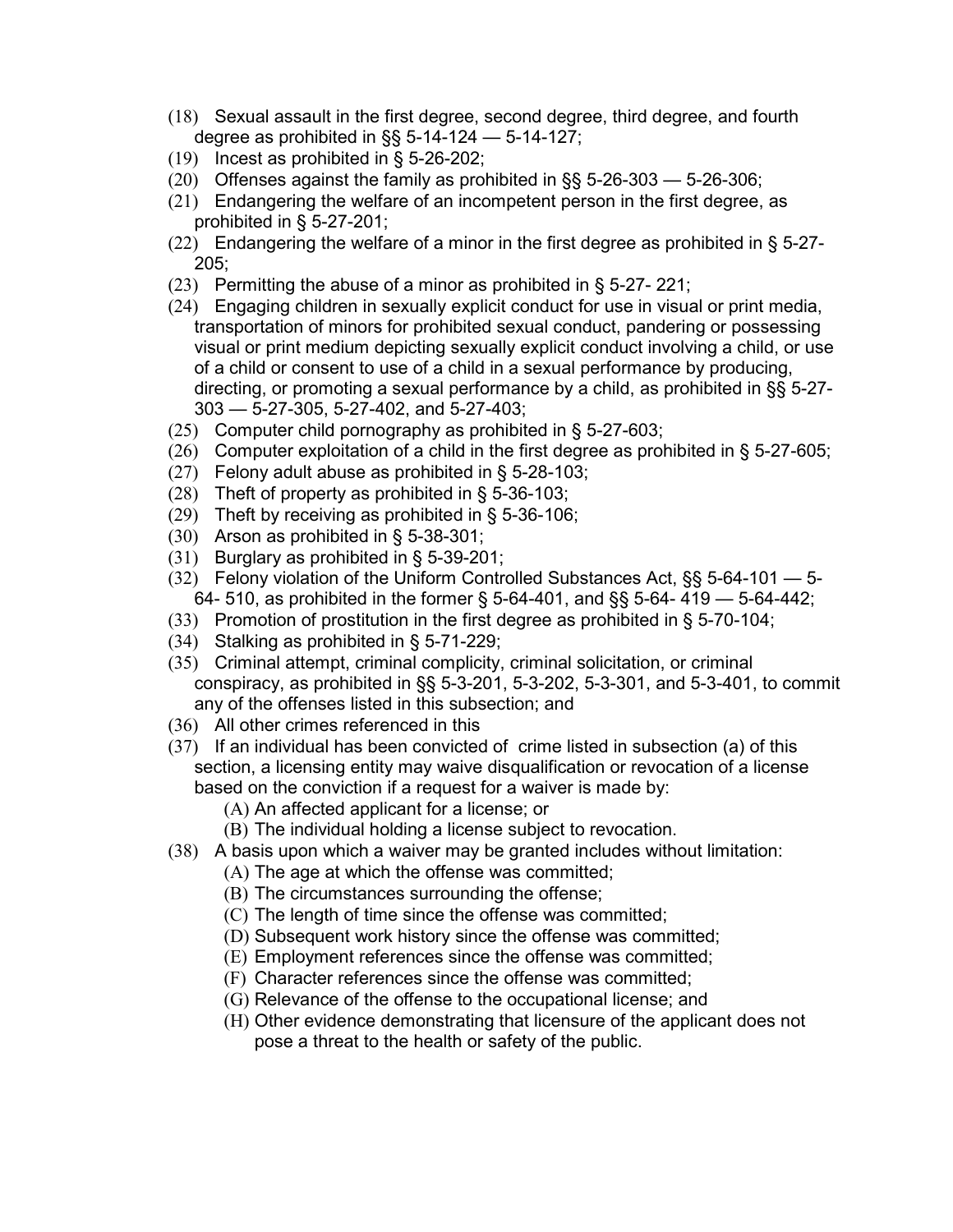(18) Sexual assault in the first degree, second degree, third degree, and fourth degree as prohibited in §§ 5-14-124 — 5-14-127;

(19) Incest as prohibited in § 5-26-202;

(20) Offenses against the family as prohibited in §§ 5-26-303 — 5-26-306;

(21) Endangering the welfare of an incompetent person in the first degree, as prohibited in § 5-27-201;

(22) Endangering the welfare of a minor in the first degree as prohibited in § 5-27-205;

(23) Permitting the abuse of a minor as prohibited in § 5-27- 221;

(24) Engaging children in sexually explicit conduct for use in visual or print media, transportation of minors for prohibited sexual conduct, pandering or possessing visual or print medium depicting sexually explicit conduct involving a child, or use of a child or consent to use of a child in a sexual performance by producing, directing, or promoting a sexual performance by a child, as prohibited in §§ 5-27-303 — 5-27-305, 5-27-402, and 5-27-403;

(25) Computer child pornography as prohibited in § 5-27-603;

(26) Computer exploitation of a child in the first degree as prohibited in § 5-27-605;

(27) Felony adult abuse as prohibited in § 5-28-103;

(28) Theft of property as prohibited in § 5-36-103;

(29) Theft by receiving as prohibited in § 5-36-106;

(30) Arson as prohibited in § 5-38-301;

(31) Burglary as prohibited in § 5-39-201;

(32) Felony violation of the Uniform Controlled Substances Act, §§ 5-64-101 — 5-64- 510, as prohibited in the former § 5-64-401, and §§ 5-64- 419 — 5-64-442;

(33) Promotion of prostitution in the first degree as prohibited in § 5-70-104;

(34) Stalking as prohibited in § 5-71-229;

(35) Criminal attempt, criminal complicity, criminal solicitation, or criminal conspiracy, as prohibited in §§ 5-3-201, 5-3-202, 5-3-301, and 5-3-401, to commit any of the offenses listed in this subsection; and

(36) All other crimes referenced in this

(37) If an individual has been convicted of crime listed in subsection (a) of this section, a licensing entity may waive disqualification or revocation of a license based on the conviction if a request for a waiver is made by:
   - (A) An affected applicant for a license; or
   - (B) The individual holding a license subject to revocation.

(38) A basis upon which a waiver may be granted includes without limitation:
   - (A) The age at which the offense was committed;
   - (B) The circumstances surrounding the offense;
   - (C) The length of time since the offense was committed;
   - (D) Subsequent work history since the offense was committed;
   - (E) Employment references since the offense was committed;
   - (F) Character references since the offense was committed;
   - (G) Relevance of the offense to the occupational license; and
   - (H) Other evidence demonstrating that licensure of the applicant does not pose a threat to the health or safety of the public.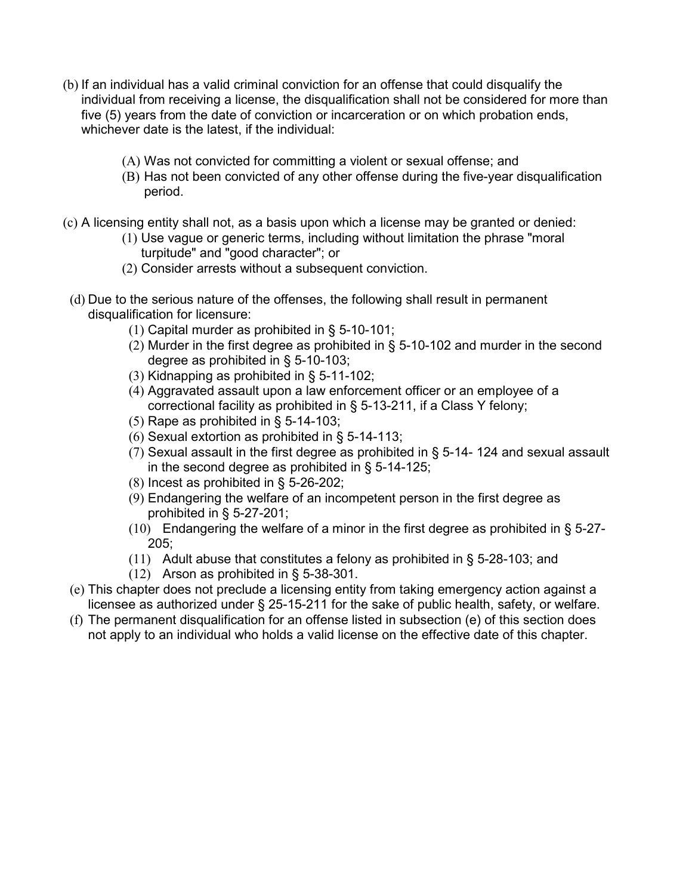(b) If an individual has a valid criminal conviction for an offense that could disqualify the individual from receiving a license, the disqualification shall not be considered for more than five (5) years from the date of conviction or incarceration or on which probation ends, whichever date is the latest, if the individual:

> (A) Was not convicted for committing a violent or sexual offense; and
>
> (B) Has not been convicted of any other offense during the five-year disqualification period.

(c) A licensing entity shall not, as a basis upon which a license may be granted or denied:

> (1) Use vague or generic terms, including without limitation the phrase "moral turpitude" and "good character"; or
>
> (2) Consider arrests without a subsequent conviction.

(d) Due to the serious nature of the offenses, the following shall result in permanent disqualification for licensure:

> (1) Capital murder as prohibited in § 5-10-101;
>
> (2) Murder in the first degree as prohibited in § 5-10-102 and murder in the second degree as prohibited in § 5-10-103;
>
> (3) Kidnapping as prohibited in § 5-11-102;
>
> (4) Aggravated assault upon a law enforcement officer or an employee of a correctional facility as prohibited in § 5-13-211, if a Class Y felony;
>
> (5) Rape as prohibited in § 5-14-103;
>
> (6) Sexual extortion as prohibited in § 5-14-113;
>
> (7) Sexual assault in the first degree as prohibited in § 5-14- 124 and sexual assault in the second degree as prohibited in § 5-14-125;
>
> (8) Incest as prohibited in § 5-26-202;
>
> (9) Endangering the welfare of an incompetent person in the first degree as prohibited in § 5-27-201;
>
> (10) Endangering the welfare of a minor in the first degree as prohibited in § 5-27-205;
>
> (11) Adult abuse that constitutes a felony as prohibited in § 5-28-103; and
>
> (12) Arson as prohibited in § 5-38-301.

(e) This chapter does not preclude a licensing entity from taking emergency action against a licensee as authorized under § 25-15-211 for the sake of public health, safety, or welfare.

(f) The permanent disqualification for an offense listed in subsection (e) of this section does not apply to an individual who holds a valid license on the effective date of this chapter.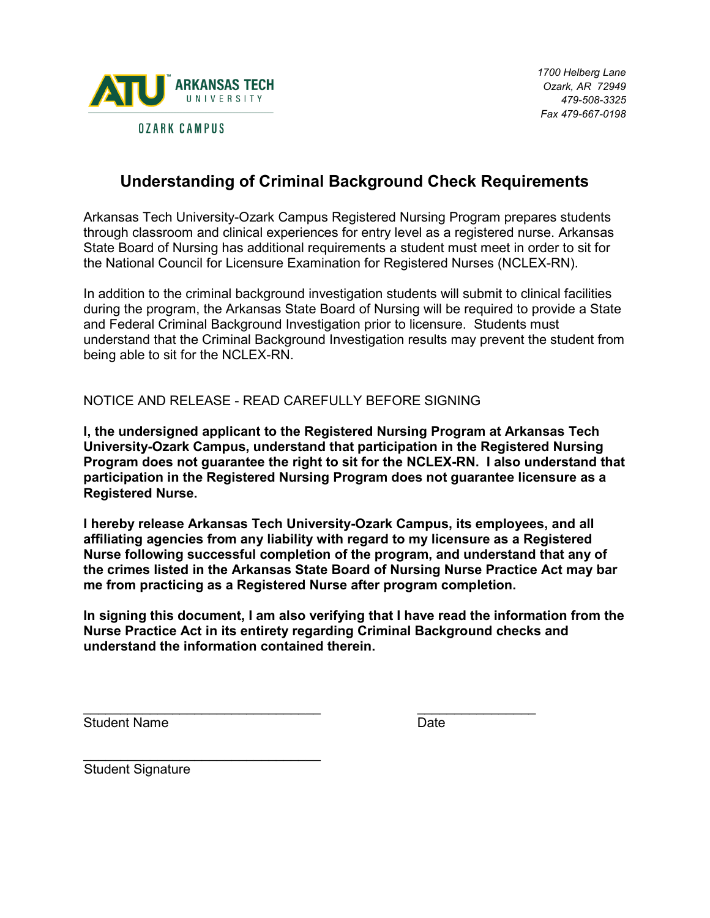ARKANSAS TECH UNIVERSITY

OZARK CAMPUS

*1700 Helberg Lane*
*Ozark, AR 72949*
*479-508-3325*
*Fax 479-667-0198*

# Understanding of Criminal Background Check Requirements

Arkansas Tech University-Ozark Campus Registered Nursing Program prepares students through classroom and clinical experiences for entry level as a registered nurse. Arkansas State Board of Nursing has additional requirements a student must meet in order to sit for the National Council for Licensure Examination for Registered Nurses (NCLEX-RN).

In addition to the criminal background investigation students will submit to clinical facilities during the program, the Arkansas State Board of Nursing will be required to provide a State and Federal Criminal Background Investigation prior to licensure. Students must understand that the Criminal Background Investigation results may prevent the student from being able to sit for the NCLEX-RN.

NOTICE AND RELEASE - READ CAREFULLY BEFORE SIGNING

**I, the undersigned applicant to the Registered Nursing Program at Arkansas Tech University-Ozark Campus, understand that participation in the Registered Nursing Program does not guarantee the right to sit for the NCLEX-RN. I also understand that participation in the Registered Nursing Program does not guarantee licensure as a Registered Nurse.**

**I hereby release Arkansas Tech University-Ozark Campus, its employees, and all affiliating agencies from any liability with regard to my licensure as a Registered Nurse following successful completion of the program, and understand that any of the crimes listed in the Arkansas State Board of Nursing Nurse Practice Act may bar me from practicing as a Registered Nurse after program completion.**

**In signing this document, I am also verifying that I have read the information from the Nurse Practice Act in its entirety regarding Criminal Background checks and understand the information contained therein.**

________________________________ ________________
Student Name Date

________________________________
Student Signature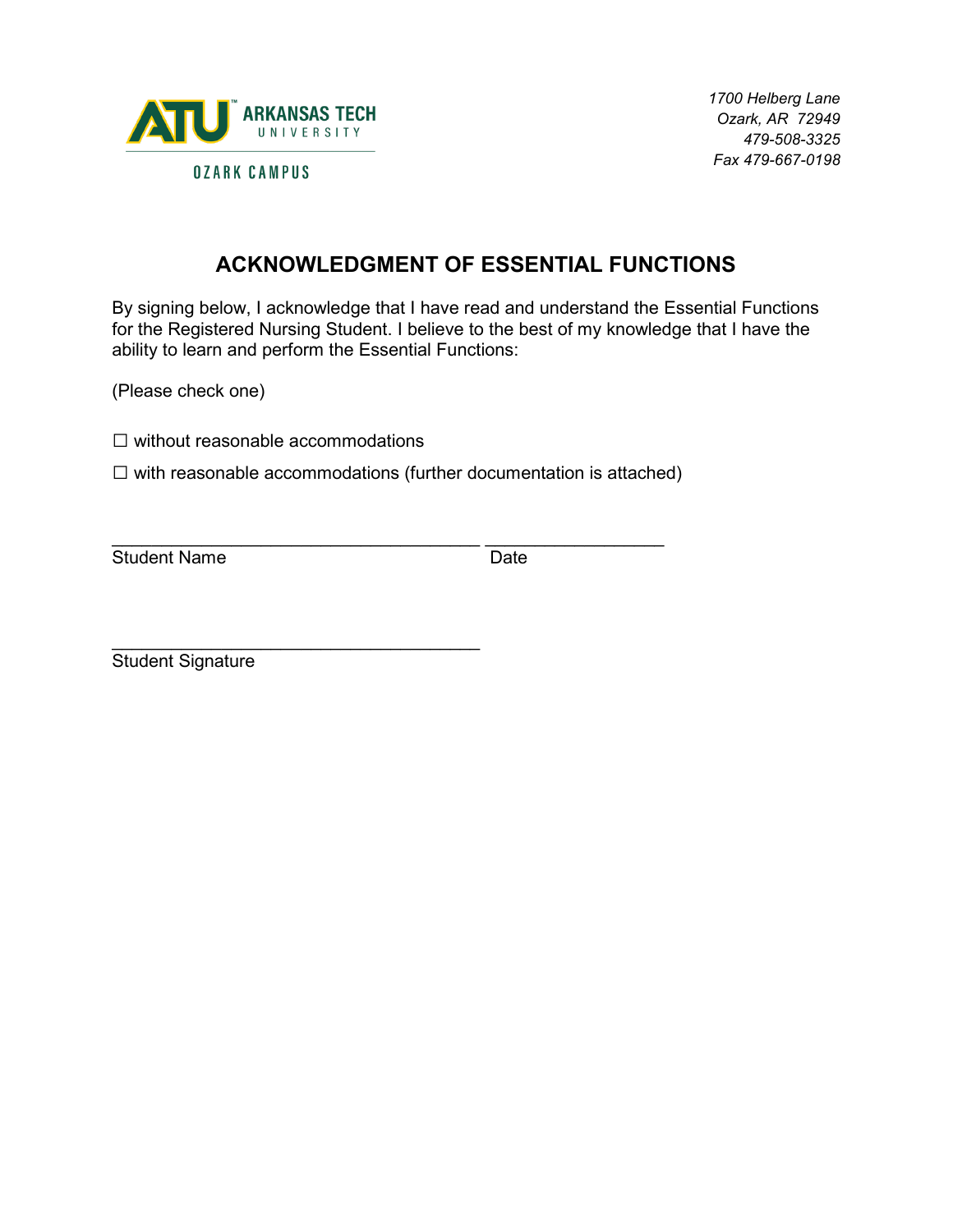ARKANSAS TECH UNIVERSITY

OZARK CAMPUS

*1700 Helberg Lane*
*Ozark, AR 72949*
*479-508-3325*
*Fax 479-667-0198*

## ACKNOWLEDGMENT OF ESSENTIAL FUNCTIONS

By signing below, I acknowledge that I have read and understand the Essential Functions for the Registered Nursing Student. I believe to the best of my knowledge that I have the ability to learn and perform the Essential Functions:

(Please check one)

☐ without reasonable accommodations

☐ with reasonable accommodations (further documentation is attached)

_____________________________________ __________________
Student Name Date

_____________________________________
Student Signature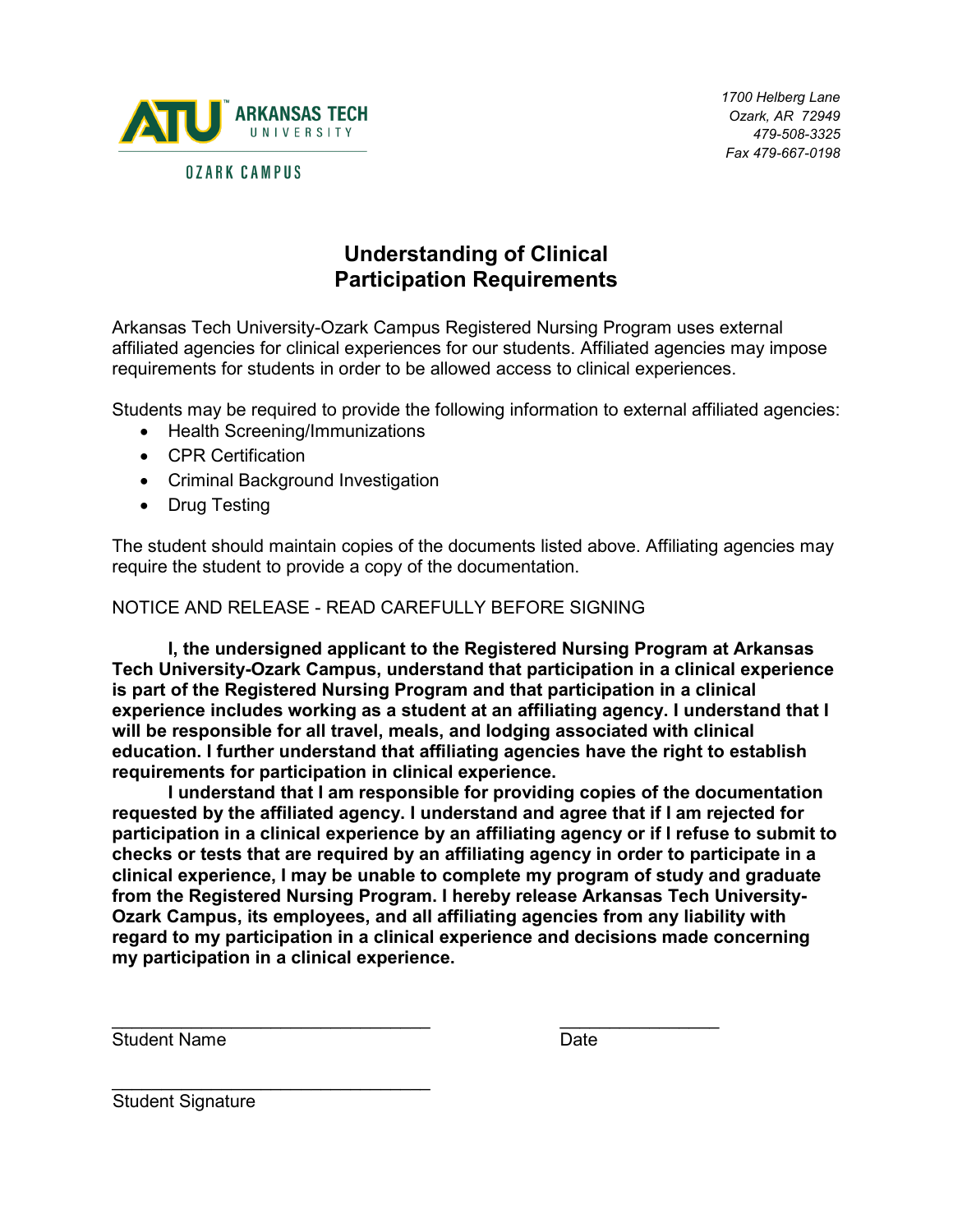ARKANSAS TECH UNIVERSITY

OZARK CAMPUS

*1700 Helberg Lane*
*Ozark, AR 72949*
*479-508-3325*
*Fax 479-667-0198*

# Understanding of Clinical Participation Requirements

Arkansas Tech University-Ozark Campus Registered Nursing Program uses external affiliated agencies for clinical experiences for our students. Affiliated agencies may impose requirements for students in order to be allowed access to clinical experiences.

Students may be required to provide the following information to external affiliated agencies:

- Health Screening/Immunizations
- CPR Certification
- Criminal Background Investigation
- Drug Testing

The student should maintain copies of the documents listed above. Affiliating agencies may require the student to provide a copy of the documentation.

NOTICE AND RELEASE - READ CAREFULLY BEFORE SIGNING

**I, the undersigned applicant to the Registered Nursing Program at Arkansas Tech University-Ozark Campus, understand that participation in a clinical experience is part of the Registered Nursing Program and that participation in a clinical experience includes working as a student at an affiliating agency. I understand that I will be responsible for all travel, meals, and lodging associated with clinical education. I further understand that affiliating agencies have the right to establish requirements for participation in clinical experience.**

**I understand that I am responsible for providing copies of the documentation requested by the affiliated agency. I understand and agree that if I am rejected for participation in a clinical experience by an affiliating agency or if I refuse to submit to checks or tests that are required by an affiliating agency in order to participate in a clinical experience, I may be unable to complete my program of study and graduate from the Registered Nursing Program. I hereby release Arkansas Tech University-Ozark Campus, its employees, and all affiliating agencies from any liability with regard to my participation in a clinical experience and decisions made concerning my participation in a clinical experience.**

________________________________ Student Name

________________ Date

________________________________ Student Signature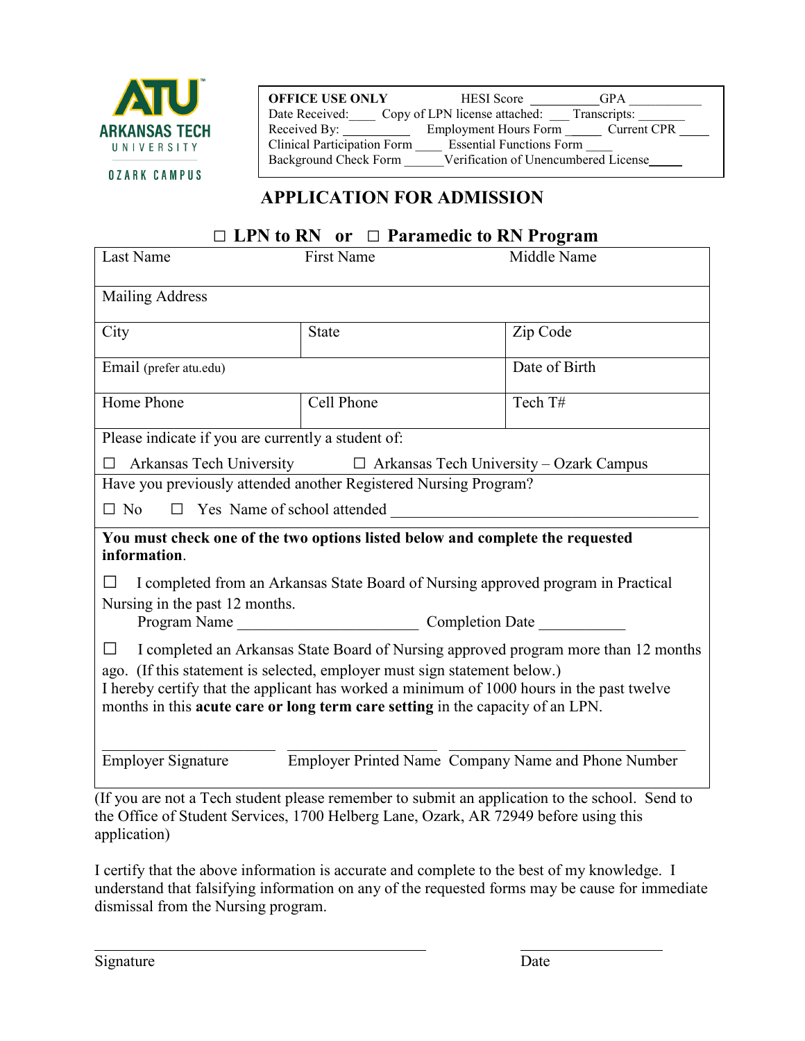ARKANSAS TECH UNIVERSITY

OZARK CAMPUS

| **OFFICE USE ONLY** | HESI Score __________ GPA ___________ |
|---|---|
| Date Received:____ Copy of LPN license attached: ___ Transcripts: _______ | |
| Received By: __________ Employment Hours Form ______ Current CPR _____ | |
| Clinical Participation Form ____ Essential Functions Form ____ | |
| Background Check Form ______ Verification of Unencumbered License_____ | |

# APPLICATION FOR ADMISSION

## ☐ LPN to RN or ☐ Paramedic to RN Program

| Last Name | First Name | Middle Name |
|---|---|---|
| Mailing Address | | |
| City | State | Zip Code |
| Email (prefer atu.edu) | | Date of Birth |
| Home Phone | Cell Phone | Tech T# |

Please indicate if you are currently a student of:

☐ Arkansas Tech University ☐ Arkansas Tech University – Ozark Campus

Have you previously attended another Registered Nursing Program?

☐ No ☐ Yes Name of school attended ________________________________________

**You must check one of the two options listed below and complete the requested information**.

☐ I completed from an Arkansas State Board of Nursing approved program in Practical Nursing in the past 12 months.
Program Name ________________________ Completion Date ___________

☐ I completed an Arkansas State Board of Nursing approved program more than 12 months ago. (If this statement is selected, employer must sign statement below.)
I hereby certify that the applicant has worked a minimum of 1000 hours in the past twelve months in this **acute care or long term care setting** in the capacity of an LPN.

_____________________ ____________________ _______________________________

Employer Signature Employer Printed Name Company Name and Phone Number

(If you are not a Tech student please remember to submit an application to the school. Send to the Office of Student Services, 1700 Helberg Lane, Ozark, AR 72949 before using this application)

I certify that the above information is accurate and complete to the best of my knowledge. I understand that falsifying information on any of the requested forms may be cause for immediate dismissal from the Nursing program.

___________________________________________ ___________________

Signature Date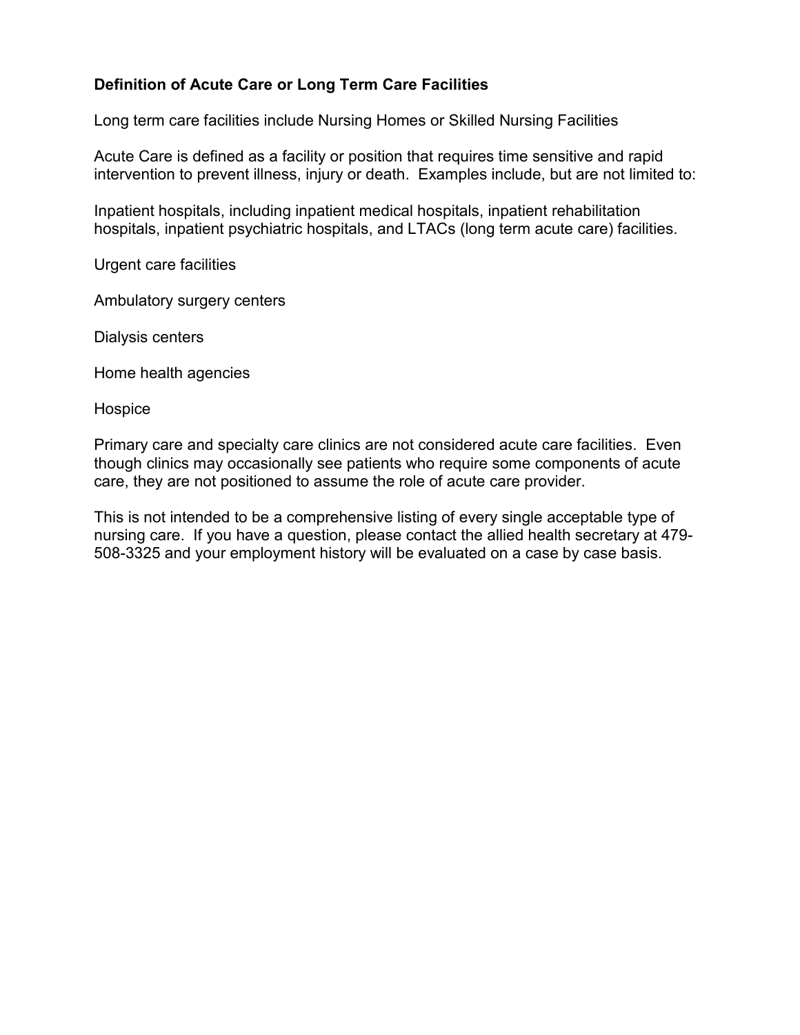**Definition of Acute Care or Long Term Care Facilities**

Long term care facilities include Nursing Homes or Skilled Nursing Facilities

Acute Care is defined as a facility or position that requires time sensitive and rapid intervention to prevent illness, injury or death. Examples include, but are not limited to:

Inpatient hospitals, including inpatient medical hospitals, inpatient rehabilitation hospitals, inpatient psychiatric hospitals, and LTACs (long term acute care) facilities.

Urgent care facilities

Ambulatory surgery centers

Dialysis centers

Home health agencies

Hospice

Primary care and specialty care clinics are not considered acute care facilities. Even though clinics may occasionally see patients who require some components of acute care, they are not positioned to assume the role of acute care provider.

This is not intended to be a comprehensive listing of every single acceptable type of nursing care. If you have a question, please contact the allied health secretary at 479-508-3325 and your employment history will be evaluated on a case by case basis.